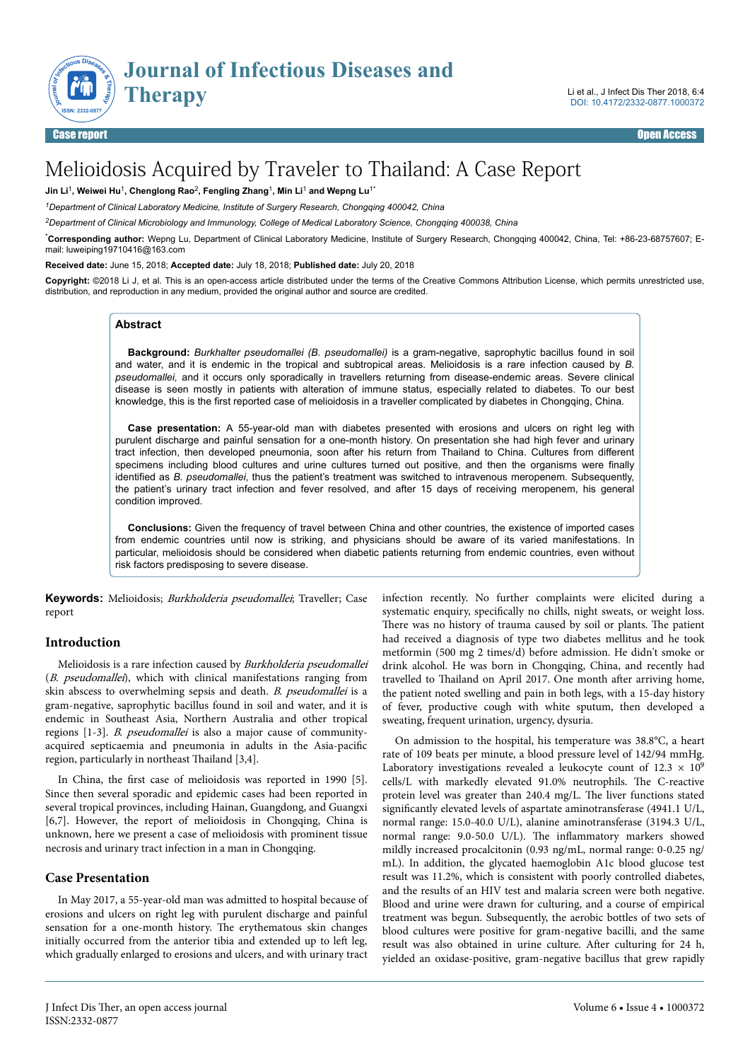# Melioidosis Acquired by Traveler to Thailand: A Case Report

**Jin Li**[1], **Weiwei Hu**[1], **Chenglong Rao**[2], **Fengling Zhang**[1], **Min Li**[1] **and Wepng Lu**[1*]

[1]*Department of Clinical Laboratory Medicine, Institute of Surgery Research, Chongqing 400042, China*

[2]*Department of Clinical Microbiology and Immunology, College of Medical Laboratory Science, Chongqing 400038, China*

[*]**Corresponding author:** Wepng Lu, Department of Clinical Laboratory Medicine, Institute of Surgery Research, Chongqing 400042, China, Tel: +86-23-68757607; E-mail: luweiping19710416@163.com

**Received date:** June 15, 2018; **Accepted date:** July 18, 2018; **Published date:** July 20, 2018

**Copyright:** ©2018 Li J, et al. This is an open-access article distributed under the terms of the Creative Commons Attribution License, which permits unrestricted use, distribution, and reproduction in any medium, provided the original author and source are credited.

## Abstract

**Background:** *Burkhalter pseudomallei (B. pseudomallei)* is a gram-negative, saprophytic bacillus found in soil and water, and it is endemic in the tropical and subtropical areas. Melioidosis is a rare infection caused by *B. pseudomallei,* and it occurs only sporadically in travellers returning from disease-endemic areas. Severe clinical disease is seen mostly in patients with alteration of immune status, especially related to diabetes. To our best knowledge, this is the first reported case of melioidosis in a traveller complicated by diabetes in Chongqing, China.

**Case presentation:** A 55-year-old man with diabetes presented with erosions and ulcers on right leg with purulent discharge and painful sensation for a one-month history. On presentation she had high fever and urinary tract infection, then developed pneumonia, soon after his return from Thailand to China. Cultures from different specimens including blood cultures and urine cultures turned out positive, and then the organisms were finally identified as *B. pseudomallei*, thus the patient's treatment was switched to intravenous meropenem. Subsequently, the patient's urinary tract infection and fever resolved, and after 15 days of receiving meropenem, his general condition improved.

**Conclusions:** Given the frequency of travel between China and other countries, the existence of imported cases from endemic countries until now is striking, and physicians should be aware of its varied manifestations. In particular, melioidosis should be considered when diabetic patients returning from endemic countries, even without risk factors predisposing to severe disease.

**Keywords:** Melioidosis; *Burkholderia pseudomallei*; Traveller; Case report

## Introduction

Melioidosis is a rare infection caused by *Burkholderia pseudomallei* (*B. pseudomallei*), which with clinical manifestations ranging from skin abscess to overwhelming sepsis and death. *B. pseudomallei* is a gram-negative, saprophytic bacillus found in soil and water, and it is endemic in Southeast Asia, Northern Australia and other tropical regions [1-3]. *B. pseudomallei* is also a major cause of community-acquired septicaemia and pneumonia in adults in the Asia-pacific region, particularly in northeast Thailand [3,4].

In China, the first case of melioidosis was reported in 1990 [5]. Since then several sporadic and epidemic cases had been reported in several tropical provinces, including Hainan, Guangdong, and Guangxi [6,7]. However, the report of melioidosis in Chongqing, China is unknown, here we present a case of melioidosis with prominent tissue necrosis and urinary tract infection in a man in Chongqing.

## Case Presentation

In May 2017, a 55-year-old man was admitted to hospital because of erosions and ulcers on right leg with purulent discharge and painful sensation for a one-month history. The erythematous skin changes initially occurred from the anterior tibia and extended up to left leg, which gradually enlarged to erosions and ulcers, and with urinary tract infection recently. No further complaints were elicited during a systematic enquiry, specifically no chills, night sweats, or weight loss. There was no history of trauma caused by soil or plants. The patient had received a diagnosis of type two diabetes mellitus and he took metformin (500 mg 2 times/d) before admission. He didn't smoke or drink alcohol. He was born in Chongqing, China, and recently had travelled to Thailand on April 2017. One month after arriving home, the patient noted swelling and pain in both legs, with a 15-day history of fever, productive cough with white sputum, then developed a sweating, frequent urination, urgency, dysuria.

On admission to the hospital, his temperature was 38.8°C, a heart rate of 109 beats per minute, a blood pressure level of 142/94 mmHg. Laboratory investigations revealed a leukocyte count of $12.3 \times 10^9$ cells/L with markedly elevated 91.0% neutrophils. The C-reactive protein level was greater than 240.4 mg/L. The liver functions stated significantly elevated levels of aspartate aminotransferase (4941.1 U/L, normal range: 15.0-40.0 U/L), alanine aminotransferase (3194.3 U/L, normal range: 9.0-50.0 U/L). The inflammatory markers showed mildly increased procalcitonin (0.93 ng/mL, normal range: 0-0.25 ng/mL). In addition, the glycated haemoglobin A1c blood glucose test result was 11.2%, which is consistent with poorly controlled diabetes, and the results of an HIV test and malaria screen were both negative. Blood and urine were drawn for culturing, and a course of empirical treatment was begun. Subsequently, the aerobic bottles of two sets of blood cultures were positive for gram-negative bacilli, and the same result was also obtained in urine culture. After culturing for 24 h, yielded an oxidase-positive, gram-negative bacillus that grew rapidly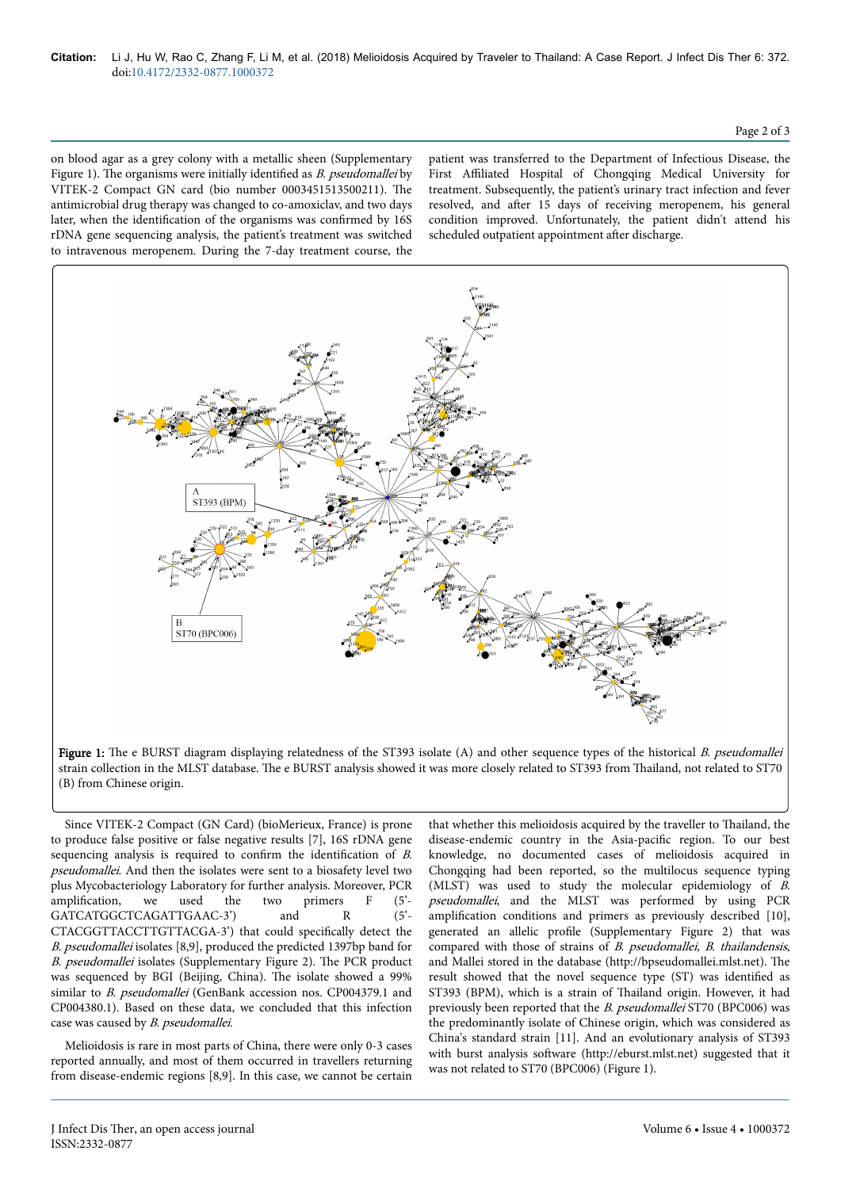on blood agar as a grey colony with a metallic sheen (Supplementary Figure 1). The organisms were initially identified as *B. pseudomallei* by VITEK-2 Compact GN card (bio number 0003451513500211). The antimicrobial drug therapy was changed to co-amoxiclav, and two days later, when the identification of the organisms was confirmed by 16S rDNA gene sequencing analysis, the patient's treatment was switched to intravenous meropenem. During the 7-day treatment course, the patient was transferred to the Department of Infectious Disease, the First Affiliated Hospital of Chongqing Medical University for treatment. Subsequently, the patient's urinary tract infection and fever resolved, and after 15 days of receiving meropenem, his general condition improved. Unfortunately, the patient didn't attend his scheduled outpatient appointment after discharge.

**Figure 1:** The e BURST diagram displaying relatedness of the ST393 isolate (A) and other sequence types of the historical *B. pseudomallei* strain collection in the MLST database. The e BURST analysis showed it was more closely related to ST393 from Thailand, not related to ST70 (B) from Chinese origin.

Since VITEK-2 Compact (GN Card) (bioMerieux, France) is prone to produce false positive or false negative results [7], 16S rDNA gene sequencing analysis is required to confirm the identification of *B. pseudomallei*. And then the isolates were sent to a biosafety level two plus Mycobacteriology Laboratory for further analysis. Moreover, PCR amplification, we used the two primers F (5'-GATCATGGCTCAGATTGAAC-3') and R (5'-CTACGGTTACCTTGTTACGA-3') that could specifically detect the *B. pseudomallei* isolates [8,9], produced the predicted 1397bp band for *B. pseudomallei* isolates (Supplementary Figure 2). The PCR product was sequenced by BGI (Beijing, China). The isolate showed a 99% similar to *B. pseudomallei* (GenBank accession nos. CP004379.1 and CP004380.1). Based on these data, we concluded that this infection case was caused by *B. pseudomallei*.

Melioidosis is rare in most parts of China, there were only 0-3 cases reported annually, and most of them occurred in travellers returning from disease-endemic regions [8,9]. In this case, we cannot be certain that whether this melioidosis acquired by the traveller to Thailand, the disease-endemic country in the Asia-pacific region. To our best knowledge, no documented cases of melioidosis acquired in Chongqing had been reported, so the multilocus sequence typing (MLST) was used to study the molecular epidemiology of *B. pseudomallei*, and the MLST was performed by using PCR amplification conditions and primers as previously described [10], generated an allelic profile (Supplementary Figure 2) that was compared with those of strains of *B. pseudomallei*, *B. thailandensis*, and Mallei stored in the database (http://bpseudomallei.mlst.net). The result showed that the novel sequence type (ST) was identified as ST393 (BPM), which is a strain of Thailand origin. However, it had previously been reported that the *B. pseudomallei* ST70 (BPC006) was the predominantly isolate of Chinese origin, which was considered as China's standard strain [11]. And an evolutionary analysis of ST393 with burst analysis software (http://eburst.mlst.net) suggested that it was not related to ST70 (BPC006) (Figure 1).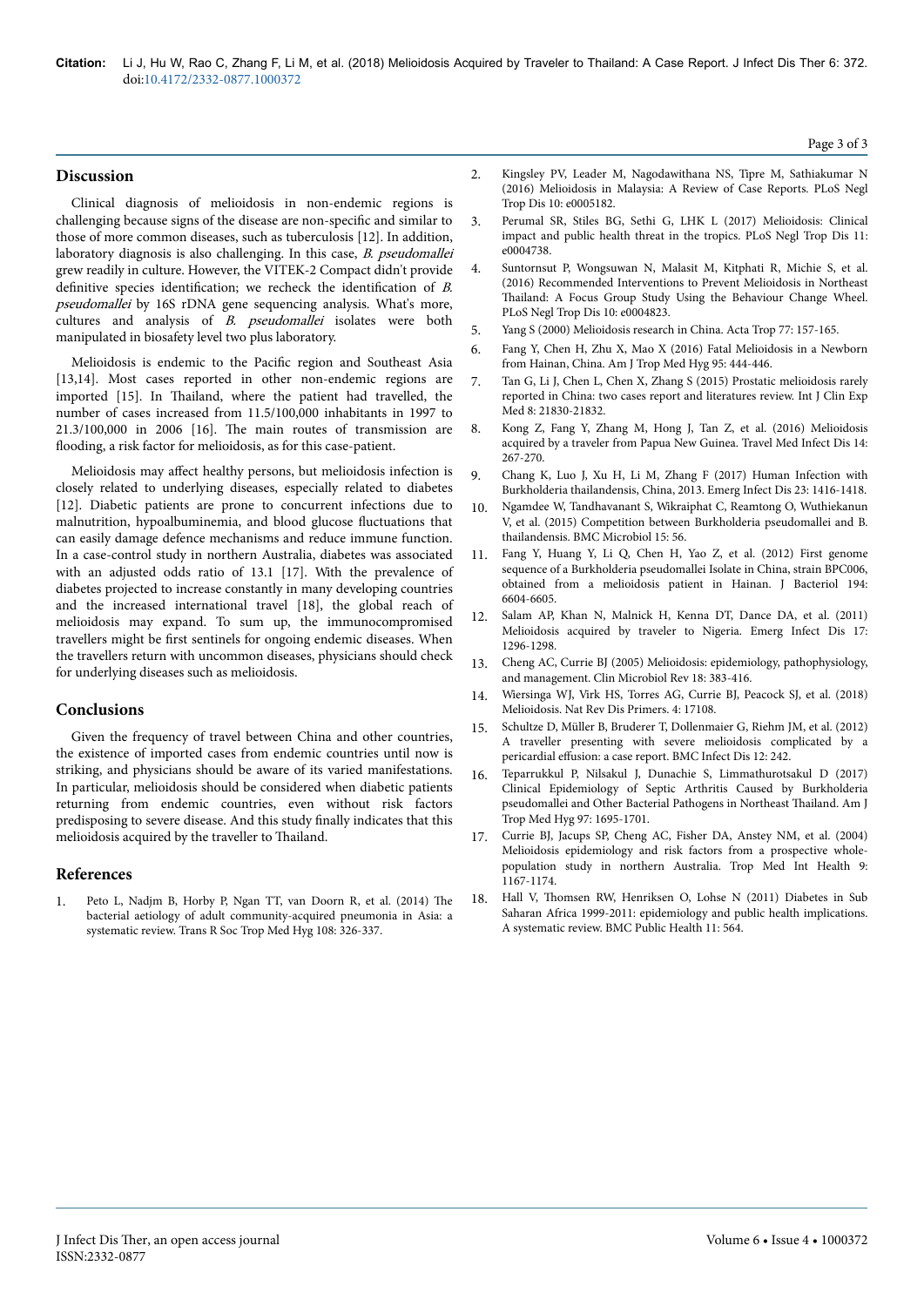## Discussion

Clinical diagnosis of melioidosis in non-endemic regions is challenging because signs of the disease are non-specific and similar to those of more common diseases, such as tuberculosis [12]. In addition, laboratory diagnosis is also challenging. In this case, *B. pseudomallei* grew readily in culture. However, the VITEK-2 Compact didn't provide definitive species identification; we recheck the identification of *B. pseudomallei* by 16S rDNA gene sequencing analysis. What's more, cultures and analysis of *B. pseudomallei* isolates were both manipulated in biosafety level two plus laboratory.

Melioidosis is endemic to the Pacific region and Southeast Asia [13,14]. Most cases reported in other non-endemic regions are imported [15]. In Thailand, where the patient had travelled, the number of cases increased from 11.5/100,000 inhabitants in 1997 to 21.3/100,000 in 2006 [16]. The main routes of transmission are flooding, a risk factor for melioidosis, as for this case-patient.

Melioidosis may affect healthy persons, but melioidosis infection is closely related to underlying diseases, especially related to diabetes [12]. Diabetic patients are prone to concurrent infections due to malnutrition, hypoalbuminemia, and blood glucose fluctuations that can easily damage defence mechanisms and reduce immune function. In a case-control study in northern Australia, diabetes was associated with an adjusted odds ratio of 13.1 [17]. With the prevalence of diabetes projected to increase constantly in many developing countries and the increased international travel [18], the global reach of melioidosis may expand. To sum up, the immunocompromised travellers might be first sentinels for ongoing endemic diseases. When the travellers return with uncommon diseases, physicians should check for underlying diseases such as melioidosis.

## Conclusions

Given the frequency of travel between China and other countries, the existence of imported cases from endemic countries until now is striking, and physicians should be aware of its varied manifestations. In particular, melioidosis should be considered when diabetic patients returning from endemic countries, even without risk factors predisposing to severe disease. And this study finally indicates that this melioidosis acquired by the traveller to Thailand.

## References

1. Peto L, Nadjm B, Horby P, Ngan TT, van Doorn R, et al. (2014) The bacterial aetiology of adult community-acquired pneumonia in Asia: a systematic review. Trans R Soc Trop Med Hyg 108: 326-337.
2. Kingsley PV, Leader M, Nagodawithana NS, Tipre M, Sathiakumar N (2016) Melioidosis in Malaysia: A Review of Case Reports. PLoS Negl Trop Dis 10: e0005182.
3. Perumal SR, Stiles BG, Sethi G, LHK L (2017) Melioidosis: Clinical impact and public health threat in the tropics. PLoS Negl Trop Dis 11: e0004738.
4. Suntornsut P, Wongsuwan N, Malasit M, Kitphati R, Michie S, et al. (2016) Recommended Interventions to Prevent Melioidosis in Northeast Thailand: A Focus Group Study Using the Behaviour Change Wheel. PLoS Negl Trop Dis 10: e0004823.
5. Yang S (2000) Melioidosis research in China. Acta Trop 77: 157-165.
6. Fang Y, Chen H, Zhu X, Mao X (2016) Fatal Melioidosis in a Newborn from Hainan, China. Am J Trop Med Hyg 95: 444-446.
7. Tan G, Li J, Chen L, Chen X, Zhang S (2015) Prostatic melioidosis rarely reported in China: two cases report and literatures review. Int J Clin Exp Med 8: 21830-21832.
8. Kong Z, Fang Y, Zhang M, Hong J, Tan Z, et al. (2016) Melioidosis acquired by a traveler from Papua New Guinea. Travel Med Infect Dis 14: 267-270.
9. Chang K, Luo J, Xu H, Li M, Zhang F (2017) Human Infection with Burkholderia thailandensis, China, 2013. Emerg Infect Dis 23: 1416-1418.
10. Ngamdee W, Tandhavanant S, Wikraiphat C, Reamtong O, Wuthiekanun V, et al. (2015) Competition between Burkholderia pseudomallei and B. thailandensis. BMC Microbiol 15: 56.
11. Fang Y, Huang Y, Li Q, Chen H, Yao Z, et al. (2012) First genome sequence of a Burkholderia pseudomallei Isolate in China, strain BPC006, obtained from a melioidosis patient in Hainan. J Bacteriol 194: 6604-6605.
12. Salam AP, Khan N, Malnick H, Kenna DT, Dance DA, et al. (2011) Melioidosis acquired by traveler to Nigeria. Emerg Infect Dis 17: 1296-1298.
13. Cheng AC, Currie BJ (2005) Melioidosis: epidemiology, pathophysiology, and management. Clin Microbiol Rev 18: 383-416.
14. Wiersinga WJ, Virk HS, Torres AG, Currie BJ, Peacock SJ, et al. (2018) Melioidosis. Nat Rev Dis Primers. 4: 17108.
15. Schultze D, Müller B, Bruderer T, Dollenmaier G, Riehm JM, et al. (2012) A traveller presenting with severe melioidosis complicated by a pericardial effusion: a case report. BMC Infect Dis 12: 242.
16. Teparrukkul P, Nilsakul J, Dunachie S, Limmathurotsakul D (2017) Clinical Epidemiology of Septic Arthritis Caused by Burkholderia pseudomallei and Other Bacterial Pathogens in Northeast Thailand. Am J Trop Med Hyg 97: 1695-1701.
17. Currie BJ, Jacups SP, Cheng AC, Fisher DA, Anstey NM, et al. (2004) Melioidosis epidemiology and risk factors from a prospective whole-population study in northern Australia. Trop Med Int Health 9: 1167-1174.
18. Hall V, Thomsen RW, Henriksen O, Lohse N (2011) Diabetes in Sub Saharan Africa 1999-2011: epidemiology and public health implications. A systematic review. BMC Public Health 11: 564.